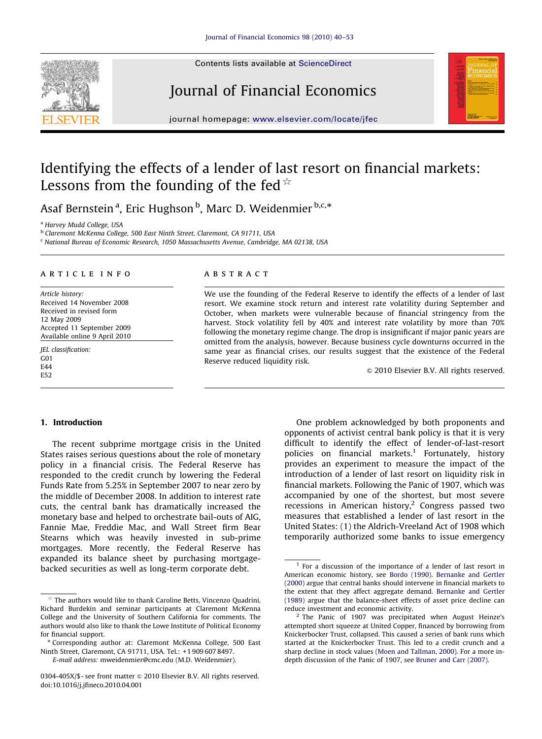# Identifying the effects of a lender of last resort on financial markets: Lessons from the founding of the fed ☆

Asaf Bernstein [a], Eric Hughson [b], Marc D. Weidenmier [b,c,*]

[a] Harvey Mudd College, USA
[b] Claremont McKenna College, 500 East Ninth Street, Claremont, CA 91711, USA
[c] National Bureau of Economic Research, 1050 Massachusetts Avenue, Cambridge, MA 02138, USA

## ARTICLE INFO

*Article history:*
Received 14 November 2008
Received in revised form
12 May 2009
Accepted 11 September 2009
Available online 9 April 2010

*JEL classification:*
G01
E44
E52

## ABSTRACT

We use the founding of the Federal Reserve to identify the effects of a lender of last resort. We examine stock return and interest rate volatility during September and October, when markets were vulnerable because of financial stringency from the harvest. Stock volatility fell by 40% and interest rate volatility by more than 70% following the monetary regime change. The drop is insignificant if major panic years are omitted from the analysis, however. Because business cycle downturns occurred in the same year as financial crises, our results suggest that the existence of the Federal Reserve reduced liquidity risk.

© 2010 Elsevier B.V. All rights reserved.

## 1. Introduction

The recent subprime mortgage crisis in the United States raises serious questions about the role of monetary policy in a financial crisis. The Federal Reserve has responded to the credit crunch by lowering the Federal Funds Rate from 5.25% in September 2007 to near zero by the middle of December 2008. In addition to interest rate cuts, the central bank has dramatically increased the monetary base and helped to orchestrate bail-outs of AIG, Fannie Mae, Freddie Mac, and Wall Street firm Bear Stearns which was heavily invested in sub-prime mortgages. More recently, the Federal Reserve has expanded its balance sheet by purchasing mortgage-backed securities as well as long-term corporate debt.

One problem acknowledged by both proponents and opponents of activist central bank policy is that it is very difficult to identify the effect of lender-of-last-resort policies on financial markets.[1] Fortunately, history provides an experiment to measure the impact of the introduction of a lender of last resort on liquidity risk in financial markets. Following the Panic of 1907, which was accompanied by one of the shortest, but most severe recessions in American history,[2] Congress passed two measures that established a lender of last resort in the United States: (1) the Aldrich-Vreeland Act of 1908 which temporarily authorized some banks to issue emergency

---

☆ The authors would like to thank Caroline Betts, Vincenzo Quadrini, Richard Burdekin and seminar participants at Claremont McKenna College and the University of Southern California for comments. The authors would also like to thank the Lowe Institute of Political Economy for financial support.

\* Corresponding author at: Claremont McKenna College, 500 East Ninth Street, Claremont, CA 91711, USA. Tel.: +1 909 607 8497.
*E-mail address:* mweidenmier@cmc.edu (M.D. Weidenmier).

0304-405X/$ - see front matter © 2010 Elsevier B.V. All rights reserved.
doi:10.1016/j.jfineco.2010.04.001

[1] For a discussion of the importance of a lender of last resort in American economic history, see Bordo (1990). Bernanke and Gertler (2000) argue that central banks should intervene in financial markets to the extent that they affect aggregate demand. Bernanke and Gertler (1989) argue that the balance-sheet effects of asset price decline can reduce investment and economic activity.

[2] The Panic of 1907 was precipitated when August Heinze's attempted short squeeze at United Copper, financed by borrowing from Knickerbocker Trust, collapsed. This caused a series of bank runs which started at the Knickerbocker Trust. This led to a credit crunch and a sharp decline in stock values (Moen and Tallman, 2000). For a more in-depth discussion of the Panic of 1907, see Bruner and Carr (2007).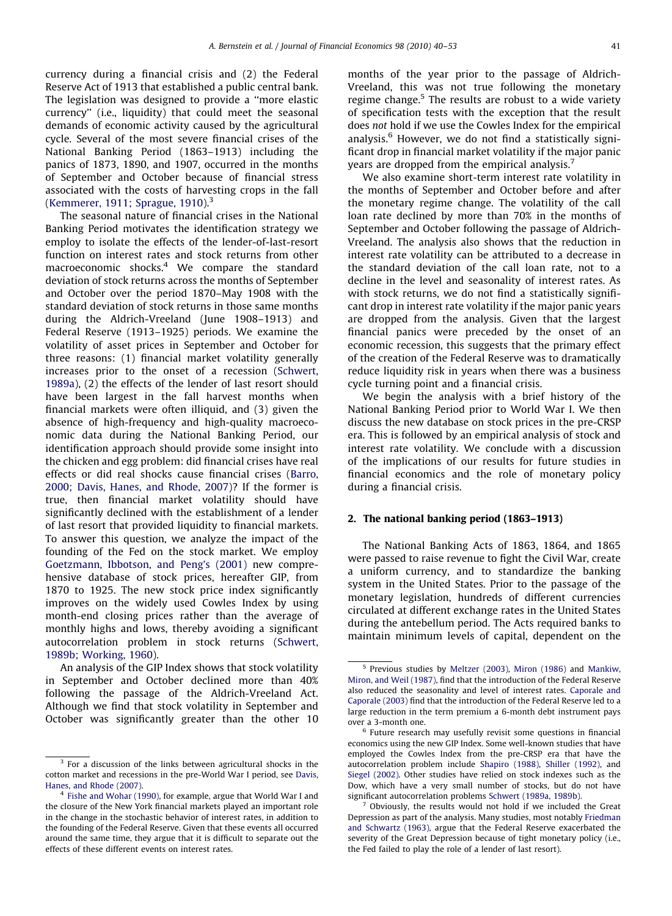currency during a financial crisis and (2) the Federal Reserve Act of 1913 that established a public central bank. The legislation was designed to provide a ''more elastic currency'' (i.e., liquidity) that could meet the seasonal demands of economic activity caused by the agricultural cycle. Several of the most severe financial crises of the National Banking Period (1863–1913) including the panics of 1873, 1890, and 1907, occurred in the months of September and October because of financial stress associated with the costs of harvesting crops in the fall (Kemmerer, 1911; Sprague, 1910).[3]

The seasonal nature of financial crises in the National Banking Period motivates the identification strategy we employ to isolate the effects of the lender-of-last-resort function on interest rates and stock returns from other macroeconomic shocks.[4] We compare the standard deviation of stock returns across the months of September and October over the period 1870–May 1908 with the standard deviation of stock returns in those same months during the Aldrich-Vreeland (June 1908–1913) and Federal Reserve (1913–1925) periods. We examine the volatility of asset prices in September and October for three reasons: (1) financial market volatility generally increases prior to the onset of a recession (Schwert, 1989a), (2) the effects of the lender of last resort should have been largest in the fall harvest months when financial markets were often illiquid, and (3) given the absence of high-frequency and high-quality macroeconomic data during the National Banking Period, our identification approach should provide some insight into the chicken and egg problem: did financial crises have real effects or did real shocks cause financial crises (Barro, 2000; Davis, Hanes, and Rhode, 2007)? If the former is true, then financial market volatility should have significantly declined with the establishment of a lender of last resort that provided liquidity to financial markets. To answer this question, we analyze the impact of the founding of the Fed on the stock market. We employ Goetzmann, Ibbotson, and Peng's (2001) new comprehensive database of stock prices, hereafter GIP, from 1870 to 1925. The new stock price index significantly improves on the widely used Cowles Index by using month-end closing prices rather than the average of monthly highs and lows, thereby avoiding a significant autocorrelation problem in stock returns (Schwert, 1989b; Working, 1960).

An analysis of the GIP Index shows that stock volatility in September and October declined more than 40% following the passage of the Aldrich-Vreeland Act. Although we find that stock volatility in September and October was significantly greater than the other 10 months of the year prior to the passage of Aldrich-Vreeland, this was not true following the monetary regime change.[5] The results are robust to a wide variety of specification tests with the exception that the result does *not* hold if we use the Cowles Index for the empirical analysis.[6] However, we do not find a statistically significant drop in financial market volatility if the major panic years are dropped from the empirical analysis.[7]

We also examine short-term interest rate volatility in the months of September and October before and after the monetary regime change. The volatility of the call loan rate declined by more than 70% in the months of September and October following the passage of Aldrich-Vreeland. The analysis also shows that the reduction in interest rate volatility can be attributed to a decrease in the standard deviation of the call loan rate, not to a decline in the level and seasonality of interest rates. As with stock returns, we do not find a statistically significant drop in interest rate volatility if the major panic years are dropped from the analysis. Given that the largest financial panics were preceded by the onset of an economic recession, this suggests that the primary effect of the creation of the Federal Reserve was to dramatically reduce liquidity risk in years when there was a business cycle turning point and a financial crisis.

We begin the analysis with a brief history of the National Banking Period prior to World War I. We then discuss the new database on stock prices in the pre-CRSP era. This is followed by an empirical analysis of stock and interest rate volatility. We conclude with a discussion of the implications of our results for future studies in financial economics and the role of monetary policy during a financial crisis.

## 2. The national banking period (1863–1913)

The National Banking Acts of 1863, 1864, and 1865 were passed to raise revenue to fight the Civil War, create a uniform currency, and to standardize the banking system in the United States. Prior to the passage of the monetary legislation, hundreds of different currencies circulated at different exchange rates in the United States during the antebellum period. The Acts required banks to maintain minimum levels of capital, dependent on the

---

[3] For a discussion of the links between agricultural shocks in the cotton market and recessions in the pre-World War I period, see Davis, Hanes, and Rhode (2007).

[4] Fishe and Wohar (1990), for example, argue that World War I and the closure of the New York financial markets played an important role in the change in the stochastic behavior of interest rates, in addition to the founding of the Federal Reserve. Given that these events all occurred around the same time, they argue that it is difficult to separate out the effects of these different events on interest rates.

[5] Previous studies by Meltzer (2003), Miron (1986) and Mankiw, Miron, and Weil (1987), find that the introduction of the Federal Reserve also reduced the seasonality and level of interest rates. Caporale and Caporale (2003) find that the introduction of the Federal Reserve led to a large reduction in the term premium a 6-month debt instrument pays over a 3-month one.

[6] Future research may usefully revisit some questions in financial economics using the new GIP Index. Some well-known studies that have employed the Cowles Index from the pre-CRSP era that have the autocorrelation problem include Shapiro (1988), Shiller (1992), and Siegel (2002). Other studies have relied on stock indexes such as the Dow, which have a very small number of stocks, but do not have significant autocorrelation problems Schwert (1989a, 1989b).

[7] Obviously, the results would not hold if we included the Great Depression as part of the analysis. Many studies, most notably Friedman and Schwartz (1963), argue that the Federal Reserve exacerbated the severity of the Great Depression because of tight monetary policy (i.e., the Fed failed to play the role of a lender of last resort).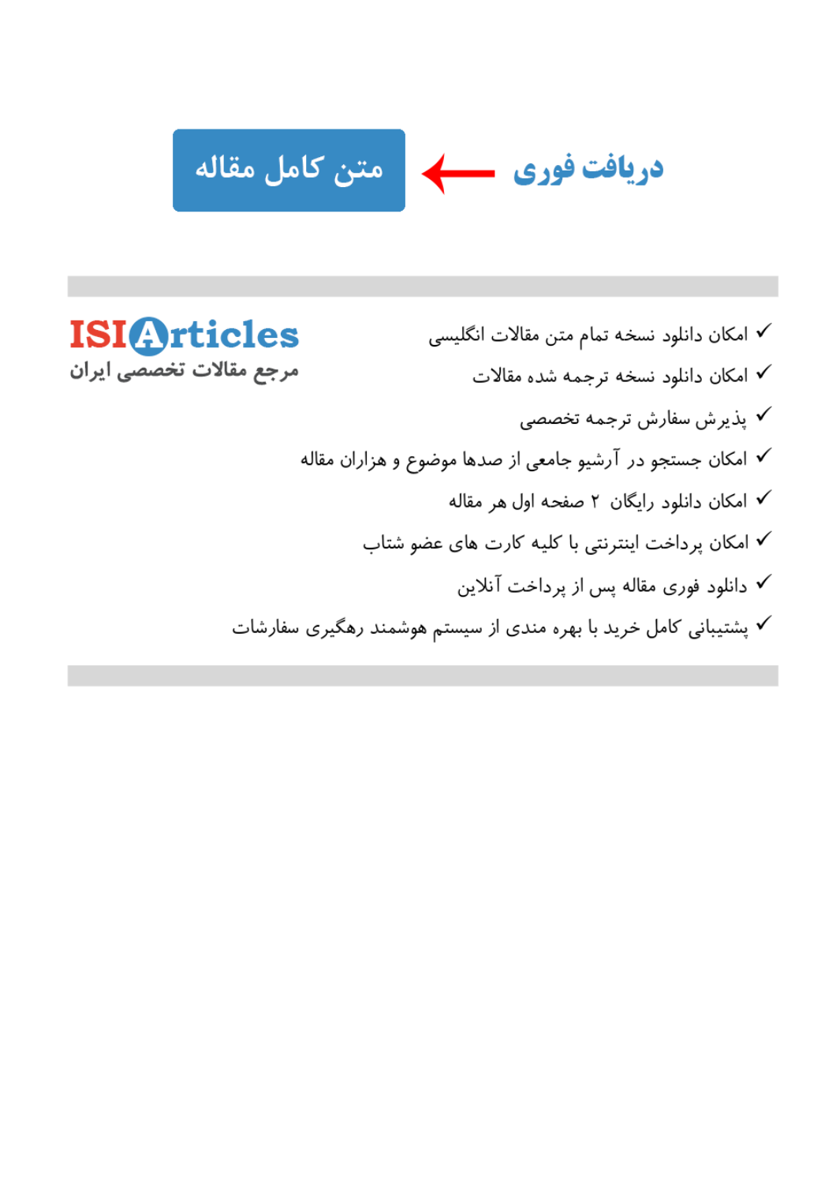دریافت فوری ← **متن کامل مقاله**

**ISIArticles**
مرجع مقالات تخصصی ایران

- ✓ امکان دانلود نسخه تمام متن مقالات انگلیسی
- ✓ امکان دانلود نسخه ترجمه شده مقالات
- ✓ پذیرش سفارش ترجمه تخصصی
- ✓ امکان جستجو در آرشیو جامعی از صدها موضوع و هزاران مقاله
- ✓ امکان دانلود رایگان ۲ صفحه اول هر مقاله
- ✓ امکان پرداخت اینترنتی با کلیه کارت های عضو شتاب
- ✓ دانلود فوری مقاله پس از پرداخت آنلاین
- ✓ پشتیبانی کامل خرید با بهره مندی از سیستم هوشمند رهگیری سفارشات